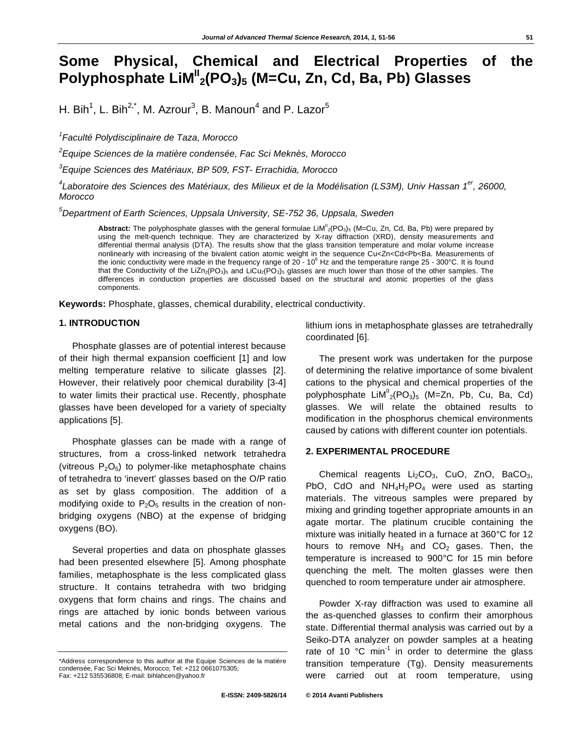# Some Physical, Chemical and Electrical Properties of the Polyphosphate $LiM^{II}_2(PO_3)_5$ (M=Cu, Zn, Cd, Ba, Pb) Glasses

H. Bih[1], L. Bih[2,*], M. Azrour[3], B. Manoun[4] and P. Lazor[5]

[1] *Faculté Polydisciplinaire de Taza, Morocco*

[2] *Equipe Sciences de la matière condensée, Fac Sci Meknès, Morocco*

[3] *Equipe Sciences des Matériaux, BP 509, FST- Errachidia, Morocco*

[4] *Laboratoire des Sciences des Matériaux, des Milieux et de la Modélisation (LS3M), Univ Hassan 1er, 26000, Morocco*

[5] *Department of Earth Sciences, Uppsala University, SE-752 36, Uppsala, Sweden*

**Abstract:** The polyphosphate glasses with the general formulae $LiM^{II}_2(PO_3)_5$ (M=Cu, Zn, Cd, Ba, Pb) were prepared by using the melt-quench technique. They are characterized by X-ray diffraction (XRD), density measurements and differential thermal analysis (DTA). The results show that the glass transition temperature and molar volume increase nonlinearly with increasing of the bivalent cation atomic weight in the sequence Cu<Zn<Cd<Pb<Ba. Measurements of the ionic conductivity were made in the frequency range of 20 - $10^6$ Hz and the temperature range 25 - 300°C. It is found that the Conductivity of the $LiZn_2(PO_3)_5$ and $LiCu_2(PO_3)_5$ glasses are much lower than those of the other samples. The differences in conduction properties are discussed based on the structural and atomic properties of the glass components.

**Keywords:** Phosphate, glasses, chemical durability, electrical conductivity.

## 1. INTRODUCTION

Phosphate glasses are of potential interest because of their high thermal expansion coefficient [1] and low melting temperature relative to silicate glasses [2]. However, their relatively poor chemical durability [3-4] to water limits their practical use. Recently, phosphate glasses have been developed for a variety of specialty applications [5].

Phosphate glasses can be made with a range of structures, from a cross-linked network tetrahedra (vitreous $P_2O_5$) to polymer-like metaphosphate chains of tetrahedra to 'inevert' glasses based on the O/P ratio as set by glass composition. The addition of a modifying oxide to $P_2O_5$ results in the creation of non-bridging oxygens (NBO) at the expense of bridging oxygens (BO).

Several properties and data on phosphate glasses had been presented elsewhere [5]. Among phosphate families, metaphosphate is the less complicated glass structure. It contains tetrahedra with two bridging oxygens that form chains and rings. The chains and rings are attached by ionic bonds between various metal cations and the non-bridging oxygens. The lithium ions in metaphosphate glasses are tetrahedrally coordinated [6].

The present work was undertaken for the purpose of determining the relative importance of some bivalent cations to the physical and chemical properties of the polyphosphate $LiM^{II}_2(PO_3)_5$ (M=Zn, Pb, Cu, Ba, Cd) glasses. We will relate the obtained results to modification in the phosphorus chemical environments caused by cations with different counter ion potentials.

## 2. EXPERIMENTAL PROCEDURE

Chemical reagents $Li_2CO_3$, CuO, ZnO, $BaCO_3$, PbO, CdO and $NH_4H_2PO_4$ were used as starting materials. The vitreous samples were prepared by mixing and grinding together appropriate amounts in an agate mortar. The platinum crucible containing the mixture was initially heated in a furnace at 360°C for 12 hours to remove $NH_3$ and $CO_2$ gases. Then, the temperature is increased to 900°C for 15 min before quenching the melt. The molten glasses were then quenched to room temperature under air atmosphere.

Powder X-ray diffraction was used to examine all the as-quenched glasses to confirm their amorphous state. Differential thermal analysis was carried out by a Seiko-DTA analyzer on powder samples at a heating rate of 10 °C $min^{-1}$ in order to determine the glass transition temperature (Tg). Density measurements were carried out at room temperature, using

*Address correspondence to this author at the Equipe Sciences de la matière condensée, Fac Sci Meknès, Morocco; Tel: +212 0661075305; Fax: +212 535536808; E-mail: bihlahcen@yahoo.fr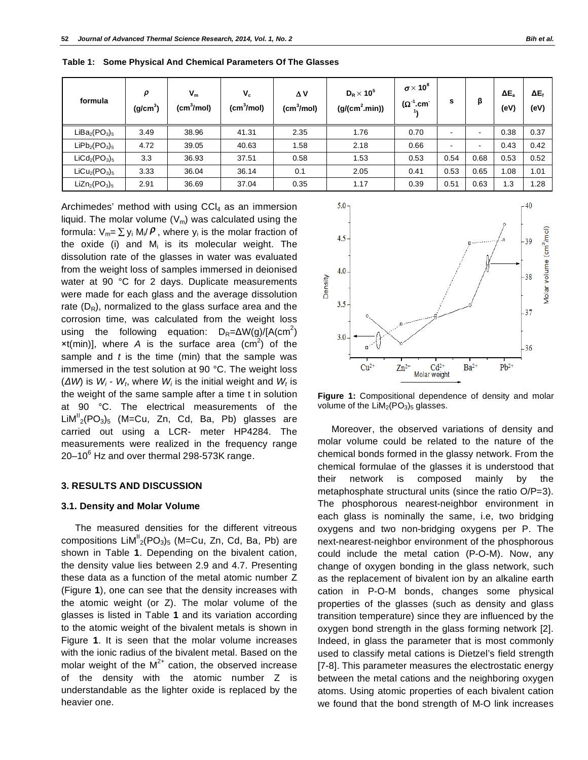**Table 1: Some Physical And Chemical Parameters Of The Glasses**

| formula | $\rho$ (g/cm$^3$) | $V_m$ (cm$^3$/mol) | $V_c$ (cm$^3$/mol) | $\Delta V$ (cm$^3$/mol) | $D_R \times 10^5$ (g/(cm$^2$.min)) | $\sigma \times 10^8$ ($\Omega^{-1}$.cm$^{-1}$) | s | β | $\Delta E_a$ (eV) | $\Delta E_f$ (eV) |
|---|---|---|---|---|---|---|---|---|---|---|
| $LiBa_2(PO_3)_5$ | 3.49 | 38.96 | 41.31 | 2.35 | 1.76 | 0.70 | - | - | 0.38 | 0.37 |
| $LiPb_2(PO_3)_5$ | 4.72 | 39.05 | 40.63 | 1.58 | 2.18 | 0.66 | - | - | 0.43 | 0.42 |
| $LiCd_2(PO_3)_5$ | 3.3 | 36.93 | 37.51 | 0.58 | 1.53 | 0.53 | 0.54 | 0.68 | 0.53 | 0.52 |
| $LiCu_2(PO_3)_5$ | 3.33 | 36.04 | 36.14 | 0.1 | 2.05 | 0.41 | 0.53 | 0.65 | 1.08 | 1.01 |
| $LiZn_2(PO_3)_5$ | 2.91 | 36.69 | 37.04 | 0.35 | 1.17 | 0.39 | 0.51 | 0.63 | 1.3 | 1.28 |

Archimedes' method with using $CCl_4$ as an immersion liquid. The molar volume ($V_m$) was calculated using the formula: $V_m = \sum y_i M_i / \rho$, where $y_i$ is the molar fraction of the oxide (i) and $M_i$ is its molecular weight. The dissolution rate of the glasses in water was evaluated from the weight loss of samples immersed in deionised water at 90 °C for 2 days. Duplicate measurements were made for each glass and the average dissolution rate ($D_R$), normalized to the glass surface area and the corrosion time, was calculated from the weight loss using the following equation: $D_R = \Delta W(g)/[A(cm^2) \times t(min)]$, where $A$ is the surface area (cm$^2$) of the sample and $t$ is the time (min) that the sample was immersed in the test solution at 90 °C. The weight loss ($\Delta W$) is $W_i - W_t$, where $W_i$ is the initial weight and $W_t$ is the weight of the same sample after a time t in solution at 90 °C. The electrical measurements of the $LiM^{II}_2(PO_3)_5$ (M=Cu, Zn, Cd, Ba, Pb) glasses are carried out using a LCR- meter HP4284. The measurements were realized in the frequency range 20–$10^6$ Hz and over thermal 298-573K range.

## 3. RESULTS AND DISCUSSION

### 3.1. Density and Molar Volume

The measured densities for the different vitreous compositions $LiM^{II}_2(PO_3)_5$ (M=Cu, Zn, Cd, Ba, Pb) are shown in Table **1**. Depending on the bivalent cation, the density value lies between 2.9 and 4.7. Presenting these data as a function of the metal atomic number Z (Figure **1**), one can see that the density increases with the atomic weight (or Z). The molar volume of the glasses is listed in Table **1** and its variation according to the atomic weight of the bivalent metals is shown in Figure **1**. It is seen that the molar volume increases with the ionic radius of the bivalent metal. Based on the molar weight of the $M^{2+}$ cation, the observed increase of the density with the atomic number Z is understandable as the lighter oxide is replaced by the heavier one.

**Figure 1:** Compositional dependence of density and molar volume of the $LiM_2(PO_3)_5$ glasses.

Moreover, the observed variations of density and molar volume could be related to the nature of the chemical bonds formed in the glassy network. From the chemical formulae of the glasses it is understood that their network is composed mainly by the metaphosphate structural units (since the ratio O/P=3). The phosphorous nearest-neighbor environment in each glass is nominally the same, i.e, two bridging oxygens and two non-bridging oxygens per P. The next-nearest-neighbor environment of the phosphorous could include the metal cation (P-O-M). Now, any change of oxygen bonding in the glass network, such as the replacement of bivalent ion by an alkaline earth cation in P-O-M bonds, changes some physical properties of the glasses (such as density and glass transition temperature) since they are influenced by the oxygen bond strength in the glass forming network [2]. Indeed, in glass the parameter that is most commonly used to classify metal cations is Dietzel's field strength [7-8]. This parameter measures the electrostatic energy between the metal cations and the neighboring oxygen atoms. Using atomic properties of each bivalent cation we found that the bond strength of M-O link increases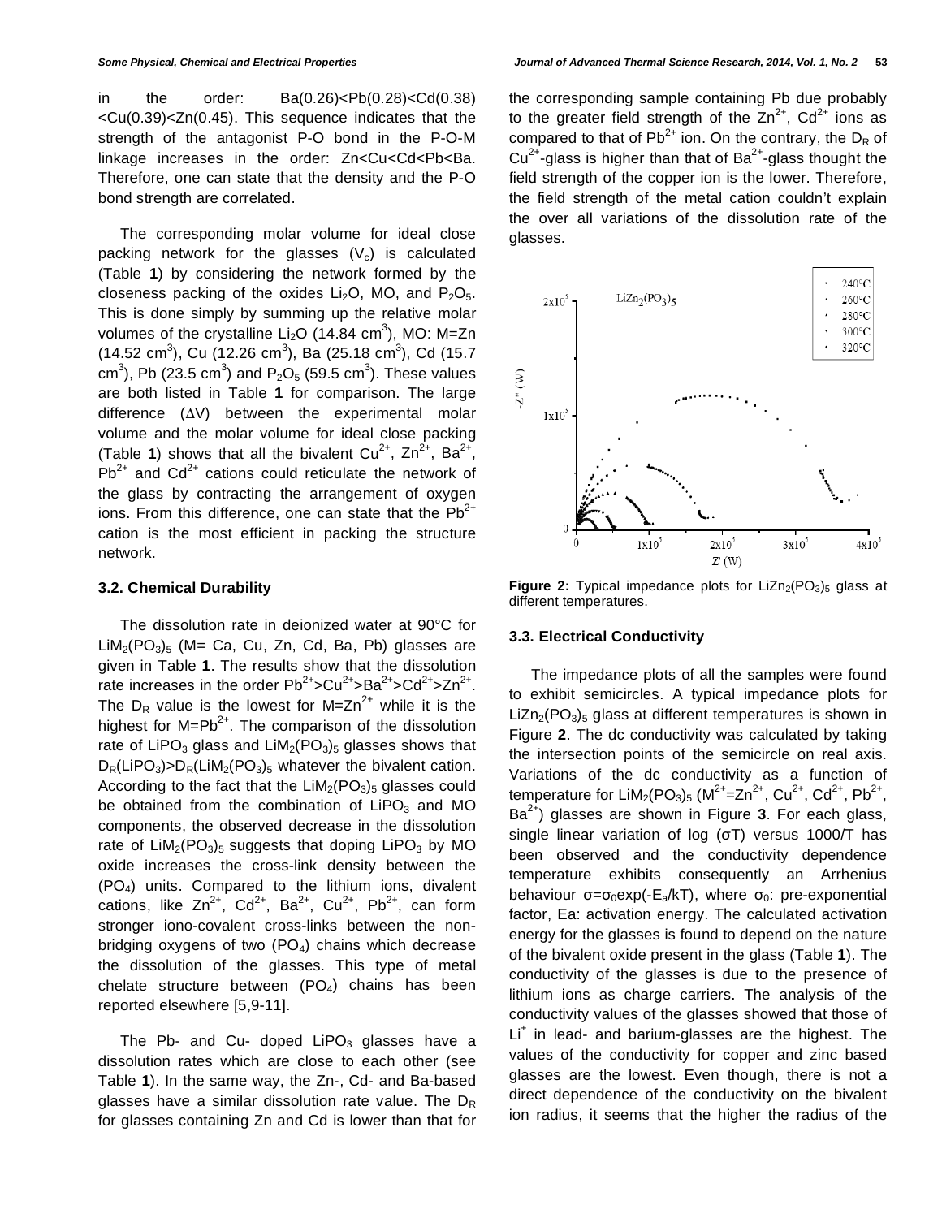in the order: Ba(0.26)<Pb(0.28)<Cd(0.38) <Cu(0.39)<Zn(0.45). This sequence indicates that the strength of the antagonist P-O bond in the P-O-M linkage increases in the order: Zn<Cu<Cd<Pb<Ba. Therefore, one can state that the density and the P-O bond strength are correlated.

The corresponding molar volume for ideal close packing network for the glasses ($V_c$) is calculated (Table **1**) by considering the network formed by the closeness packing of the oxides $Li_2O$, MO, and $P_2O_5$. This is done simply by summing up the relative molar volumes of the crystalline $Li_2O$ (14.84 $cm^3$), MO: M=Zn (14.52 $cm^3$), Cu (12.26 $cm^3$), Ba (25.18 $cm^3$), Cd (15.7 $cm^3$), Pb (23.5 $cm^3$) and $P_2O_5$ (59.5 $cm^3$). These values are both listed in Table **1** for comparison. The large difference ($\Delta V$) between the experimental molar volume and the molar volume for ideal close packing (Table **1**) shows that all the bivalent $Cu^{2+}$, $Zn^{2+}$, $Ba^{2+}$, $Pb^{2+}$ and $Cd^{2+}$ cations could reticulate the network of the glass by contracting the arrangement of oxygen ions. From this difference, one can state that the $Pb^{2+}$ cation is the most efficient in packing the structure network.

### 3.2. Chemical Durability

The dissolution rate in deionized water at 90°C for $LiM_2(PO_3)_5$ (M= Ca, Cu, Zn, Cd, Ba, Pb) glasses are given in Table **1**. The results show that the dissolution rate increases in the order $Pb^{2+}$>$Cu^{2+}$>$Ba^{2+}$>$Cd^{2+}$>$Zn^{2+}$. The $D_R$ value is the lowest for M=$Zn^{2+}$ while it is the highest for M=$Pb^{2+}$. The comparison of the dissolution rate of $LiPO_3$ glass and $LiM_2(PO_3)_5$ glasses shows that $D_R(LiPO_3)$>$D_R(LiM_2(PO_3)_5$ whatever the bivalent cation. According to the fact that the $LiM_2(PO_3)_5$ glasses could be obtained from the combination of $LiPO_3$ and MO components, the observed decrease in the dissolution rate of $LiM_2(PO_3)_5$ suggests that doping $LiPO_3$ by MO oxide increases the cross-link density between the ($PO_4$) units. Compared to the lithium ions, divalent cations, like $Zn^{2+}$, $Cd^{2+}$, $Ba^{2+}$, $Cu^{2+}$, $Pb^{2+}$, can form stronger iono-covalent cross-links between the non-bridging oxygens of two ($PO_4$) chains which decrease the dissolution of the glasses. This type of metal chelate structure between ($PO_4$) chains has been reported elsewhere [5,9-11].

The Pb- and Cu- doped $LiPO_3$ glasses have a dissolution rates which are close to each other (see Table **1**). In the same way, the Zn-, Cd- and Ba-based glasses have a similar dissolution rate value. The $D_R$ for glasses containing Zn and Cd is lower than that for the corresponding sample containing Pb due probably to the greater field strength of the $Zn^{2+}$, $Cd^{2+}$ ions as compared to that of $Pb^{2+}$ ion. On the contrary, the $D_R$ of $Cu^{2+}$-glass is higher than that of $Ba^{2+}$-glass thought the field strength of the copper ion is the lower. Therefore, the field strength of the metal cation couldn't explain the over all variations of the dissolution rate of the glasses.

**Figure 2:** Typical impedance plots for $LiZn_2(PO_3)_5$ glass at different temperatures.

### 3.3. Electrical Conductivity

The impedance plots of all the samples were found to exhibit semicircles. A typical impedance plots for $LiZn_2(PO_3)_5$ glass at different temperatures is shown in Figure **2**. The dc conductivity was calculated by taking the intersection points of the semicircle on real axis. Variations of the dc conductivity as a function of temperature for $LiM_2(PO_3)_5$ ($M^{2+}$=$Zn^{2+}$, $Cu^{2+}$, $Cd^{2+}$, $Pb^{2+}$, $Ba^{2+}$) glasses are shown in Figure **3**. For each glass, single linear variation of log ($\sigma$T) versus 1000/T has been observed and the conductivity dependence temperature exhibits consequently an Arrhenius behaviour $\sigma=\sigma_0\exp(-E_a/kT)$, where $\sigma_0$: pre-exponential factor, Ea: activation energy. The calculated activation energy for the glasses is found to depend on the nature of the bivalent oxide present in the glass (Table **1**). The conductivity of the glasses is due to the presence of lithium ions as charge carriers. The analysis of the conductivity values of the glasses showed that those of $Li^+$ in lead- and barium-glasses are the highest. The values of the conductivity for copper and zinc based glasses are the lowest. Even though, there is not a direct dependence of the conductivity on the bivalent ion radius, it seems that the higher the radius of the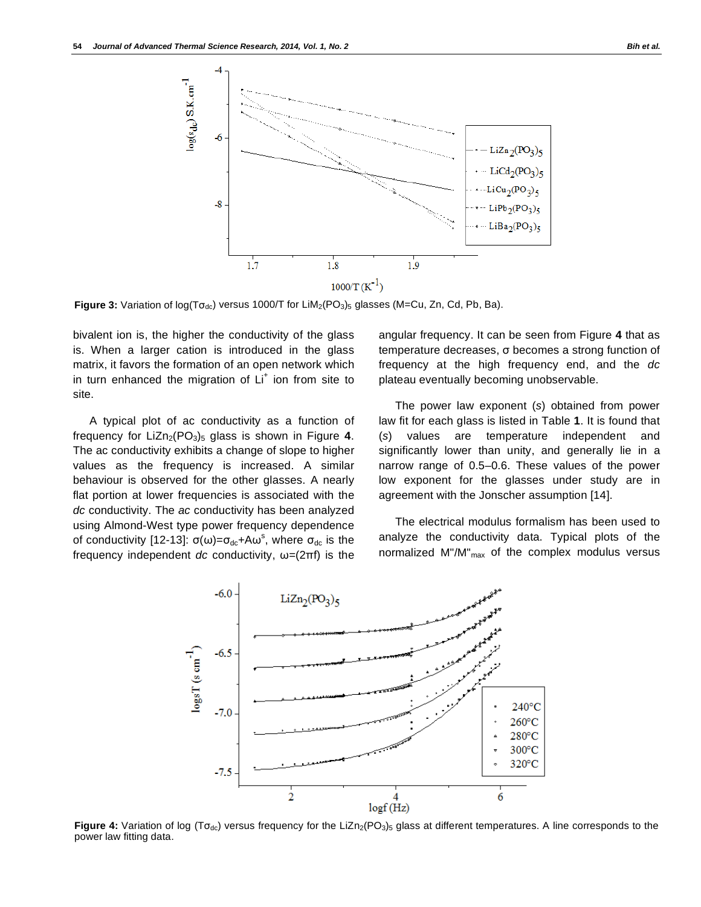**Figure 3:** Variation of log($T\sigma_{dc}$) versus 1000/T for $LiM_2(PO_3)_5$ glasses (M=Cu, Zn, Cd, Pb, Ba).

bivalent ion is, the higher the conductivity of the glass is. When a larger cation is introduced in the glass matrix, it favors the formation of an open network which in turn enhanced the migration of $Li^+$ ion from site to site.

A typical plot of ac conductivity as a function of frequency for $LiZn_2(PO_3)_5$ glass is shown in Figure **4**. The ac conductivity exhibits a change of slope to higher values as the frequency is increased. A similar behaviour is observed for the other glasses. A nearly flat portion at lower frequencies is associated with the *dc* conductivity. The *ac* conductivity has been analyzed using Almond-West type power frequency dependence of conductivity [12-13]: $\sigma(\omega)=\sigma_{dc}+A\omega^s$, where $\sigma_{dc}$ is the frequency independent *dc* conductivity, $\omega=(2\pi f)$ is the angular frequency. It can be seen from Figure **4** that as temperature decreases, σ becomes a strong function of frequency at the high frequency end, and the *dc* plateau eventually becoming unobservable.

The power law exponent (*s*) obtained from power law fit for each glass is listed in Table **1**. It is found that (*s*) values are temperature independent and significantly lower than unity, and generally lie in a narrow range of 0.5–0.6. These values of the power low exponent for the glasses under study are in agreement with the Jonscher assumption [14].

The electrical modulus formalism has been used to analyze the conductivity data. Typical plots of the normalized $M''/M''_{max}$ of the complex modulus versus

**Figure 4:** Variation of log ($T\sigma_{dc}$) versus frequency for the $LiZn_2(PO_3)_5$ glass at different temperatures. A line corresponds to the power law fitting data.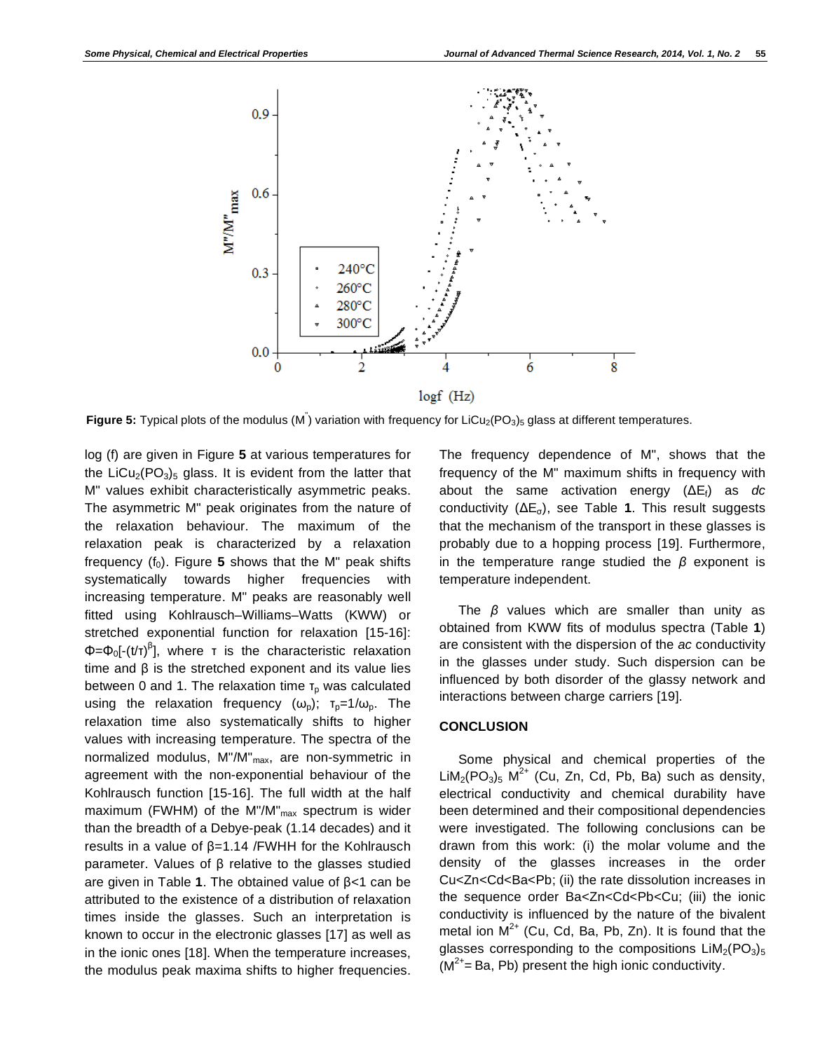**Figure 5:** Typical plots of the modulus ($M^{''}$) variation with frequency for $LiCu_2(PO_3)_5$ glass at different temperatures.

log (f) are given in Figure **5** at various temperatures for the $LiCu_2(PO_3)_5$ glass. It is evident from the latter that M" values exhibit characteristically asymmetric peaks. The asymmetric M" peak originates from the nature of the relaxation behaviour. The maximum of the relaxation peak is characterized by a relaxation frequency ($f_0$). Figure **5** shows that the M" peak shifts systematically towards higher frequencies with increasing temperature. M" peaks are reasonably well fitted using Kohlrausch–Williams–Watts (KWW) or stretched exponential function for relaxation [15-16]: $\Phi=\Phi_0[-(t/\tau)^{\beta}]$, where τ is the characteristic relaxation time and β is the stretched exponent and its value lies between 0 and 1. The relaxation time $\tau_p$ was calculated using the relaxation frequency ($\omega_p$); $\tau_p=1/\omega_p$. The relaxation time also systematically shifts to higher values with increasing temperature. The spectra of the normalized modulus, $M''/M''_{max}$, are non-symmetric in agreement with the non-exponential behaviour of the Kohlrausch function [15-16]. The full width at the half maximum (FWHM) of the $M''/M''_{max}$ spectrum is wider than the breadth of a Debye-peak (1.14 decades) and it results in a value of β=1.14 /FWHH for the Kohlrausch parameter. Values of β relative to the glasses studied are given in Table **1**. The obtained value of β<1 can be attributed to the existence of a distribution of relaxation times inside the glasses. Such an interpretation is known to occur in the electronic glasses [17] as well as in the ionic ones [18]. When the temperature increases, the modulus peak maxima shifts to higher frequencies. The frequency dependence of M", shows that the frequency of the M" maximum shifts in frequency with about the same activation energy ($\Delta E_f$) as *dc* conductivity ($\Delta E_\sigma$), see Table **1**. This result suggests that the mechanism of the transport in these glasses is probably due to a hopping process [19]. Furthermore, in the temperature range studied the *β* exponent is temperature independent.

The *β* values which are smaller than unity as obtained from KWW fits of modulus spectra (Table **1**) are consistent with the dispersion of the *ac* conductivity in the glasses under study. Such dispersion can be influenced by both disorder of the glassy network and interactions between charge carriers [19].

## CONCLUSION

Some physical and chemical properties of the $LiM_2(PO_3)_5$ $M^{2+}$ (Cu, Zn, Cd, Pb, Ba) such as density, electrical conductivity and chemical durability have been determined and their compositional dependencies were investigated. The following conclusions can be drawn from this work: (i) the molar volume and the density of the glasses increases in the order Cu<Zn<Cd<Ba<Pb; (ii) the rate dissolution increases in the sequence order Ba<Zn<Cd<Pb<Cu; (iii) the ionic conductivity is influenced by the nature of the bivalent metal ion $M^{2+}$ (Cu, Cd, Ba, Pb, Zn). It is found that the glasses corresponding to the compositions $LiM_2(PO_3)_5$ ($M^{2+}$= Ba, Pb) present the high ionic conductivity.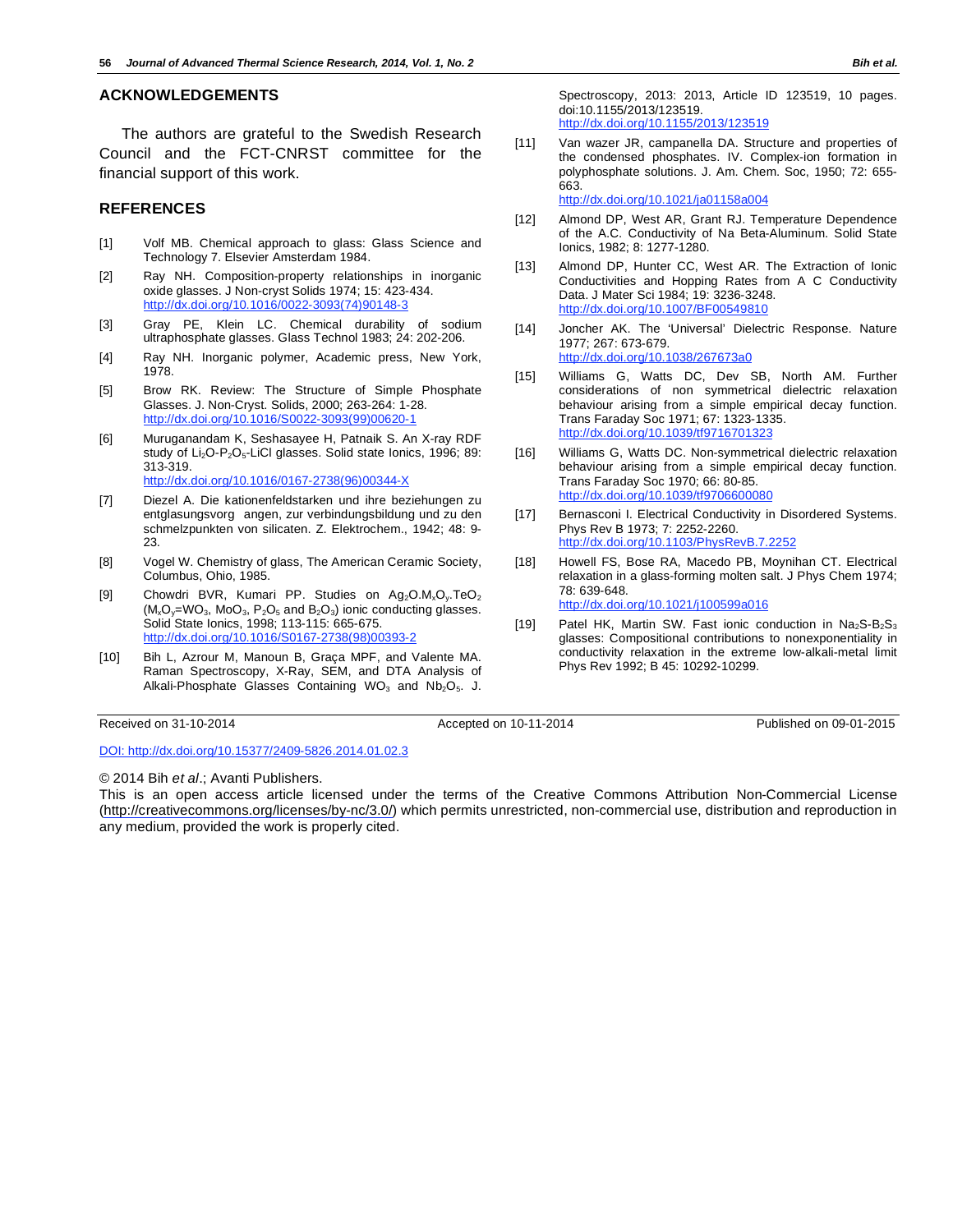## ACKNOWLEDGEMENTS

The authors are grateful to the Swedish Research Council and the FCT-CNRST committee for the financial support of this work.

## REFERENCES

[1] Volf MB. Chemical approach to glass: Glass Science and Technology 7. Elsevier Amsterdam 1984.

[2] Ray NH. Composition-property relationships in inorganic oxide glasses. J Non-cryst Solids 1974; 15: 423-434. http://dx.doi.org/10.1016/0022-3093(74)90148-3

[3] Gray PE, Klein LC. Chemical durability of sodium ultraphosphate glasses. Glass Technol 1983; 24: 202-206.

[4] Ray NH. Inorganic polymer, Academic press, New York, 1978.

[5] Brow RK. Review: The Structure of Simple Phosphate Glasses. J. Non-Cryst. Solids, 2000; 263-264: 1-28. http://dx.doi.org/10.1016/S0022-3093(99)00620-1

[6] Muruganandam K, Seshasayee H, Patnaik S. An X-ray RDF study of $Li_2O$-$P_2O_5$-LiCl glasses. Solid state Ionics, 1996; 89: 313-319. http://dx.doi.org/10.1016/0167-2738(96)00344-X

[7] Diezel A. Die kationenfeldstarken und ihre beziehungen zu entglasungsvorg angen, zur verbindungsbildung und zu den schmelzpunkten von silicaten. Z. Elektrochem., 1942; 48: 9-23.

[8] Vogel W. Chemistry of glass, The American Ceramic Society, Columbus, Ohio, 1985.

[9] Chowdri BVR, Kumari PP. Studies on $Ag_2O.M_xO_y.TeO_2$ ($M_xO_y$=$WO_3$, $MoO_3$, $P_2O_5$ and $B_2O_3$) ionic conducting glasses. Solid State Ionics, 1998; 113-115: 665-675. http://dx.doi.org/10.1016/S0167-2738(98)00393-2

[10] Bih L, Azrour M, Manoun B, Graça MPF, and Valente MA. Raman Spectroscopy, X-Ray, SEM, and DTA Analysis of Alkali-Phosphate Glasses Containing $WO_3$ and $Nb_2O_5$. J. Spectroscopy, 2013: 2013, Article ID 123519, 10 pages. doi:10.1155/2013/123519. http://dx.doi.org/10.1155/2013/123519

[11] Van wazer JR, campanella DA. Structure and properties of the condensed phosphates. IV. Complex-ion formation in polyphosphate solutions. J. Am. Chem. Soc, 1950; 72: 655-663. http://dx.doi.org/10.1021/ja01158a004

[12] Almond DP, West AR, Grant RJ. Temperature Dependence of the A.C. Conductivity of Na Beta-Aluminum. Solid State Ionics, 1982; 8: 1277-1280.

[13] Almond DP, Hunter CC, West AR. The Extraction of Ionic Conductivities and Hopping Rates from A C Conductivity Data. J Mater Sci 1984; 19: 3236-3248. http://dx.doi.org/10.1007/BF00549810

[14] Joncher AK. The 'Universal' Dielectric Response. Nature 1977; 267: 673-679. http://dx.doi.org/10.1038/267673a0

[15] Williams G, Watts DC, Dev SB, North AM. Further considerations of non symmetrical dielectric relaxation behaviour arising from a simple empirical decay function. Trans Faraday Soc 1971; 67: 1323-1335. http://dx.doi.org/10.1039/tf9716701323

[16] Williams G, Watts DC. Non-symmetrical dielectric relaxation behaviour arising from a simple empirical decay function. Trans Faraday Soc 1970; 66: 80-85. http://dx.doi.org/10.1039/tf9706600080

[17] Bernasconi I. Electrical Conductivity in Disordered Systems. Phys Rev B 1973; 7: 2252-2260. http://dx.doi.org/10.1103/PhysRevB.7.2252

[18] Howell FS, Bose RA, Macedo PB, Moynihan CT. Electrical relaxation in a glass-forming molten salt. J Phys Chem 1974; 78: 639-648. http://dx.doi.org/10.1021/j100599a016

[19] Patel HK, Martin SW. Fast ionic conduction in $Na_2S$-$B_2S_3$ glasses: Compositional contributions to nonexponentiality in conductivity relaxation in the extreme low-alkali-metal limit Phys Rev 1992; B 45: 10292-10299.

Received on 31-10-2014 | Accepted on 10-11-2014 | Published on 09-01-2015

DOI: http://dx.doi.org/10.15377/2409-5826.2014.01.02.3

© 2014 Bih *et al*.; Avanti Publishers.

This is an open access article licensed under the terms of the Creative Commons Attribution Non-Commercial License (http://creativecommons.org/licenses/by-nc/3.0/) which permits unrestricted, non-commercial use, distribution and reproduction in any medium, provided the work is properly cited.